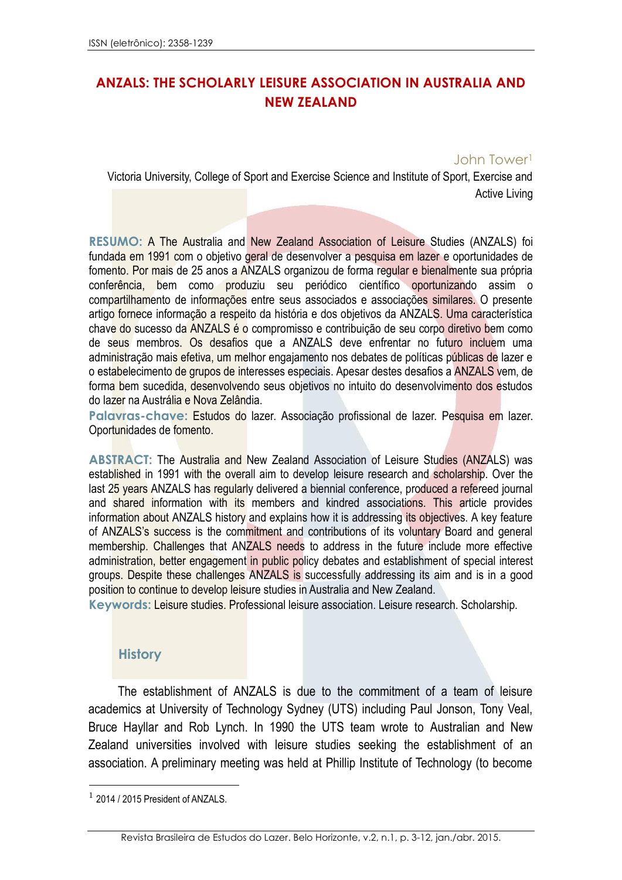# ANZALS: THE SCHOLARLY LEISURE ASSOCIATION IN AUSTRALIA AND NEW ZEALAND

John Tower[1]

Victoria University, College of Sport and Exercise Science and Institute of Sport, Exercise and Active Living

**RESUMO:** A The Australia and New Zealand Association of Leisure Studies (ANZALS) foi fundada em 1991 com o objetivo geral de desenvolver a pesquisa em lazer e oportunidades de fomento. Por mais de 25 anos a ANZALS organizou de forma regular e bienalmente sua própria conferência, bem como produziu seu periódico científico oportunizando assim o compartilhamento de informações entre seus associados e associações similares. O presente artigo fornece informação a respeito da história e dos objetivos da ANZALS. Uma característica chave do sucesso da ANZALS é o compromisso e contribuição de seu corpo diretivo bem como de seus membros. Os desafios que a ANZALS deve enfrentar no futuro incluem uma administração mais efetiva, um melhor engajamento nos debates de políticas públicas de lazer e o estabelecimento de grupos de interesses especiais. Apesar destes desafios a ANZALS vem, de forma bem sucedida, desenvolvendo seus objetivos no intuito do desenvolvimento dos estudos do lazer na Austrália e Nova Zelândia.

**Palavras-chave:** Estudos do lazer. Associação profissional de lazer. Pesquisa em lazer. Oportunidades de fomento.

**ABSTRACT:** The Australia and New Zealand Association of Leisure Studies (ANZALS) was established in 1991 with the overall aim to develop leisure research and scholarship. Over the last 25 years ANZALS has regularly delivered a biennial conference, produced a refereed journal and shared information with its members and kindred associations. This article provides information about ANZALS history and explains how it is addressing its objectives. A key feature of ANZALS's success is the commitment and contributions of its voluntary Board and general membership. Challenges that ANZALS needs to address in the future include more effective administration, better engagement in public policy debates and establishment of special interest groups. Despite these challenges ANZALS is successfully addressing its aim and is in a good position to continue to develop leisure studies in Australia and New Zealand.

**Keywords:** Leisure studies. Professional leisure association. Leisure research. Scholarship.

## History

The establishment of ANZALS is due to the commitment of a team of leisure academics at University of Technology Sydney (UTS) including Paul Jonson, Tony Veal, Bruce Hayllar and Rob Lynch. In 1990 the UTS team wrote to Australian and New Zealand universities involved with leisure studies seeking the establishment of an association. A preliminary meeting was held at Phillip Institute of Technology (to become

[1] 2014 / 2015 President of ANZALS.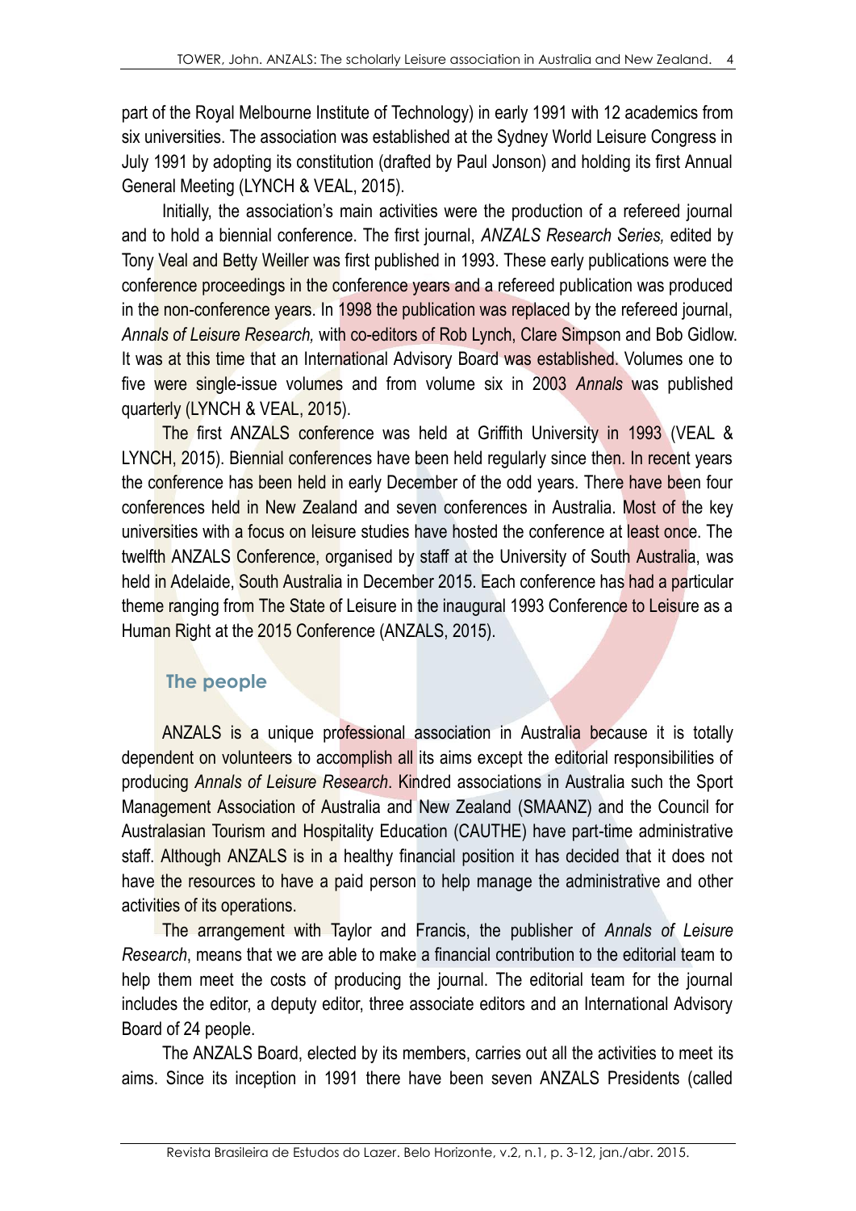part of the Royal Melbourne Institute of Technology) in early 1991 with 12 academics from six universities. The association was established at the Sydney World Leisure Congress in July 1991 by adopting its constitution (drafted by Paul Jonson) and holding its first Annual General Meeting (LYNCH & VEAL, 2015).

Initially, the association's main activities were the production of a refereed journal and to hold a biennial conference. The first journal, *ANZALS Research Series,* edited by Tony Veal and Betty Weiller was first published in 1993. These early publications were the conference proceedings in the conference years and a refereed publication was produced in the non-conference years. In 1998 the publication was replaced by the refereed journal, *Annals of Leisure Research,* with co-editors of Rob Lynch, Clare Simpson and Bob Gidlow. It was at this time that an International Advisory Board was established. Volumes one to five were single-issue volumes and from volume six in 2003 *Annals* was published quarterly (LYNCH & VEAL, 2015).

The first ANZALS conference was held at Griffith University in 1993 (VEAL & LYNCH, 2015). Biennial conferences have been held regularly since then. In recent years the conference has been held in early December of the odd years. There have been four conferences held in New Zealand and seven conferences in Australia. Most of the key universities with a focus on leisure studies have hosted the conference at least once. The twelfth ANZALS Conference, organised by staff at the University of South Australia, was held in Adelaide, South Australia in December 2015. Each conference has had a particular theme ranging from The State of Leisure in the inaugural 1993 Conference to Leisure as a Human Right at the 2015 Conference (ANZALS, 2015).

## The people

ANZALS is a unique professional association in Australia because it is totally dependent on volunteers to accomplish all its aims except the editorial responsibilities of producing *Annals of Leisure Research*. Kindred associations in Australia such the Sport Management Association of Australia and New Zealand (SMAANZ) and the Council for Australasian Tourism and Hospitality Education (CAUTHE) have part-time administrative staff. Although ANZALS is in a healthy financial position it has decided that it does not have the resources to have a paid person to help manage the administrative and other activities of its operations.

The arrangement with Taylor and Francis, the publisher of *Annals of Leisure Research*, means that we are able to make a financial contribution to the editorial team to help them meet the costs of producing the journal. The editorial team for the journal includes the editor, a deputy editor, three associate editors and an International Advisory Board of 24 people.

The ANZALS Board, elected by its members, carries out all the activities to meet its aims. Since its inception in 1991 there have been seven ANZALS Presidents (called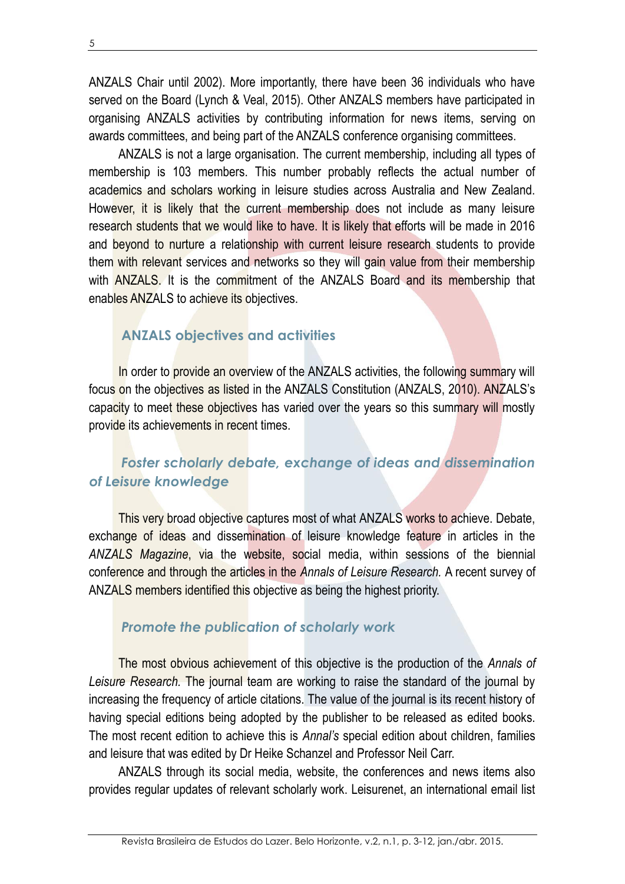ANZALS Chair until 2002). More importantly, there have been 36 individuals who have served on the Board (Lynch & Veal, 2015). Other ANZALS members have participated in organising ANZALS activities by contributing information for news items, serving on awards committees, and being part of the ANZALS conference organising committees.

ANZALS is not a large organisation. The current membership, including all types of membership is 103 members. This number probably reflects the actual number of academics and scholars working in leisure studies across Australia and New Zealand. However, it is likely that the current membership does not include as many leisure research students that we would like to have. It is likely that efforts will be made in 2016 and beyond to nurture a relationship with current leisure research students to provide them with relevant services and networks so they will gain value from their membership with ANZALS. It is the commitment of the ANZALS Board and its membership that enables ANZALS to achieve its objectives.

## ANZALS objectives and activities

In order to provide an overview of the ANZALS activities, the following summary will focus on the objectives as listed in the ANZALS Constitution (ANZALS, 2010). ANZALS's capacity to meet these objectives has varied over the years so this summary will mostly provide its achievements in recent times.

### *Foster scholarly debate, exchange of ideas and dissemination of Leisure knowledge*

This very broad objective captures most of what ANZALS works to achieve. Debate, exchange of ideas and dissemination of leisure knowledge feature in articles in the *ANZALS Magazine*, via the website, social media, within sessions of the biennial conference and through the articles in the *Annals of Leisure Research.* A recent survey of ANZALS members identified this objective as being the highest priority.

### *Promote the publication of scholarly work*

The most obvious achievement of this objective is the production of the *Annals of Leisure Research.* The journal team are working to raise the standard of the journal by increasing the frequency of article citations. The value of the journal is its recent history of having special editions being adopted by the publisher to be released as edited books. The most recent edition to achieve this is *Annal's* special edition about children, families and leisure that was edited by Dr Heike Schanzel and Professor Neil Carr.

ANZALS through its social media, website, the conferences and news items also provides regular updates of relevant scholarly work. Leisurenet, an international email list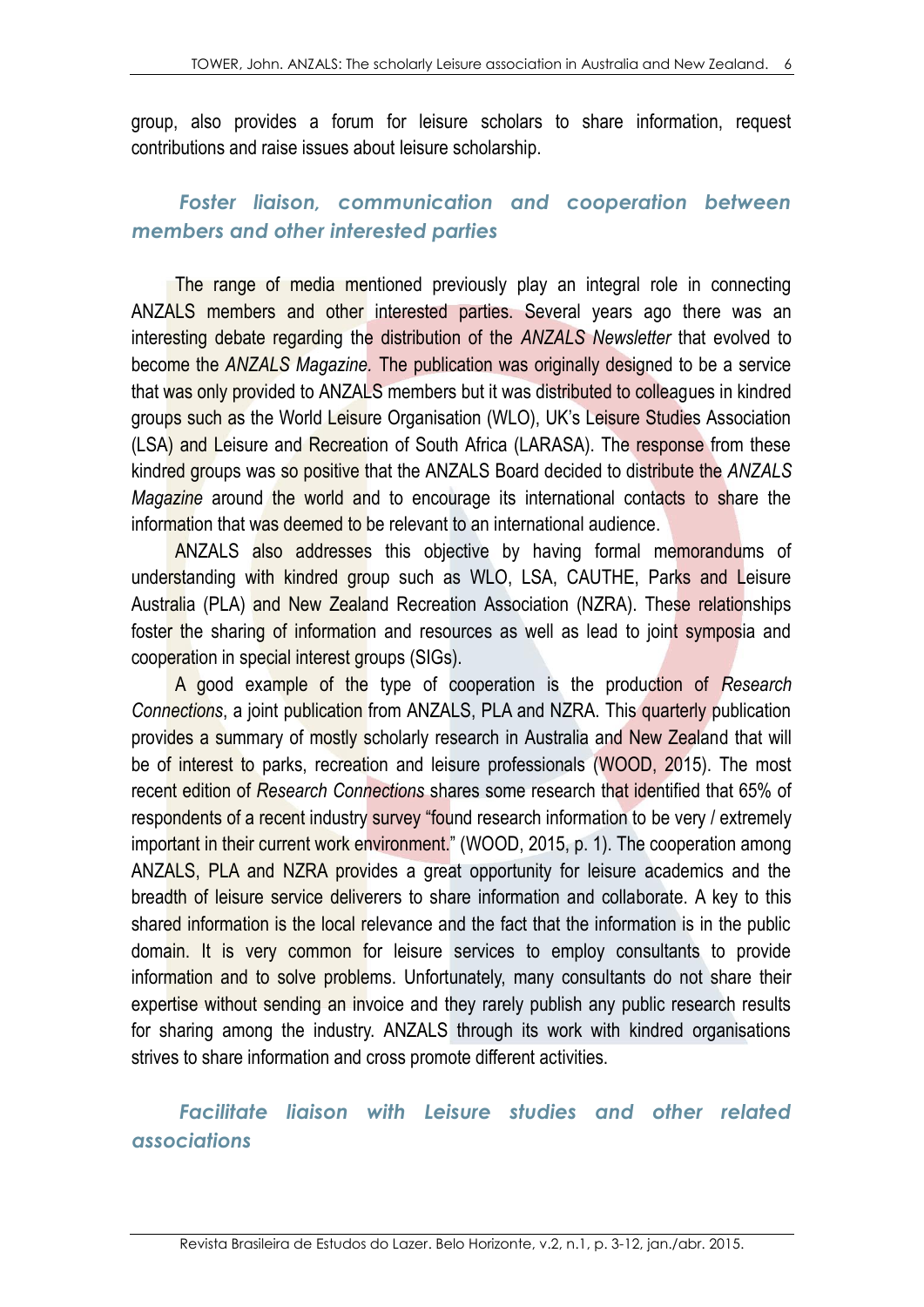group, also provides a forum for leisure scholars to share information, request contributions and raise issues about leisure scholarship.

### *Foster liaison, communication and cooperation between members and other interested parties*

The range of media mentioned previously play an integral role in connecting ANZALS members and other interested parties. Several years ago there was an interesting debate regarding the distribution of the *ANZALS Newsletter* that evolved to become the *ANZALS Magazine.* The publication was originally designed to be a service that was only provided to ANZALS members but it was distributed to colleagues in kindred groups such as the World Leisure Organisation (WLO), UK's Leisure Studies Association (LSA) and Leisure and Recreation of South Africa (LARASA). The response from these kindred groups was so positive that the ANZALS Board decided to distribute the *ANZALS Magazine* around the world and to encourage its international contacts to share the information that was deemed to be relevant to an international audience.

ANZALS also addresses this objective by having formal memorandums of understanding with kindred group such as WLO, LSA, CAUTHE, Parks and Leisure Australia (PLA) and New Zealand Recreation Association (NZRA). These relationships foster the sharing of information and resources as well as lead to joint symposia and cooperation in special interest groups (SIGs).

A good example of the type of cooperation is the production of *Research Connections*, a joint publication from ANZALS, PLA and NZRA. This quarterly publication provides a summary of mostly scholarly research in Australia and New Zealand that will be of interest to parks, recreation and leisure professionals (WOOD, 2015). The most recent edition of *Research Connections* shares some research that identified that 65% of respondents of a recent industry survey "found research information to be very / extremely important in their current work environment." (WOOD, 2015, p. 1). The cooperation among ANZALS, PLA and NZRA provides a great opportunity for leisure academics and the breadth of leisure service deliverers to share information and collaborate. A key to this shared information is the local relevance and the fact that the information is in the public domain. It is very common for leisure services to employ consultants to provide information and to solve problems. Unfortunately, many consultants do not share their expertise without sending an invoice and they rarely publish any public research results for sharing among the industry. ANZALS through its work with kindred organisations strives to share information and cross promote different activities.

### *Facilitate liaison with Leisure studies and other related associations*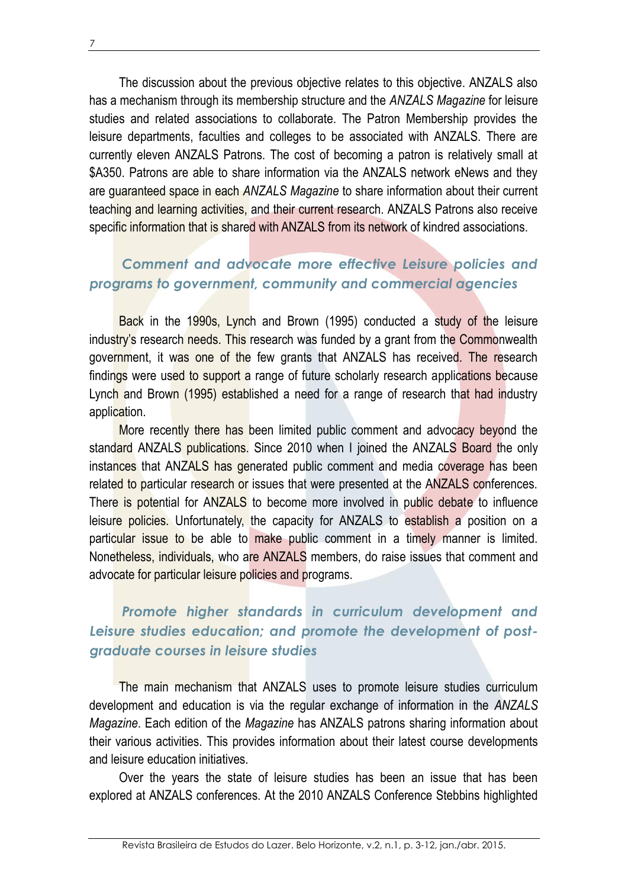The discussion about the previous objective relates to this objective. ANZALS also has a mechanism through its membership structure and the *ANZALS Magazine* for leisure studies and related associations to collaborate. The Patron Membership provides the leisure departments, faculties and colleges to be associated with ANZALS. There are currently eleven ANZALS Patrons. The cost of becoming a patron is relatively small at $A350. Patrons are able to share information via the ANZALS network eNews and they are guaranteed space in each *ANZALS Magazine* to share information about their current teaching and learning activities, and their current research. ANZALS Patrons also receive specific information that is shared with ANZALS from its network of kindred associations.

### *Comment and advocate more effective Leisure policies and programs to government, community and commercial agencies*

Back in the 1990s, Lynch and Brown (1995) conducted a study of the leisure industry's research needs. This research was funded by a grant from the Commonwealth government, it was one of the few grants that ANZALS has received. The research findings were used to support a range of future scholarly research applications because Lynch and Brown (1995) established a need for a range of research that had industry application.

More recently there has been limited public comment and advocacy beyond the standard ANZALS publications. Since 2010 when I joined the ANZALS Board the only instances that ANZALS has generated public comment and media coverage has been related to particular research or issues that were presented at the ANZALS conferences. There is potential for ANZALS to become more involved in public debate to influence leisure policies. Unfortunately, the capacity for ANZALS to establish a position on a particular issue to be able to make public comment in a timely manner is limited. Nonetheless, individuals, who are ANZALS members, do raise issues that comment and advocate for particular leisure policies and programs.

### *Promote higher standards in curriculum development and Leisure studies education; and promote the development of post-graduate courses in leisure studies*

The main mechanism that ANZALS uses to promote leisure studies curriculum development and education is via the regular exchange of information in the *ANZALS Magazine*. Each edition of the *Magazine* has ANZALS patrons sharing information about their various activities. This provides information about their latest course developments and leisure education initiatives.

Over the years the state of leisure studies has been an issue that has been explored at ANZALS conferences. At the 2010 ANZALS Conference Stebbins highlighted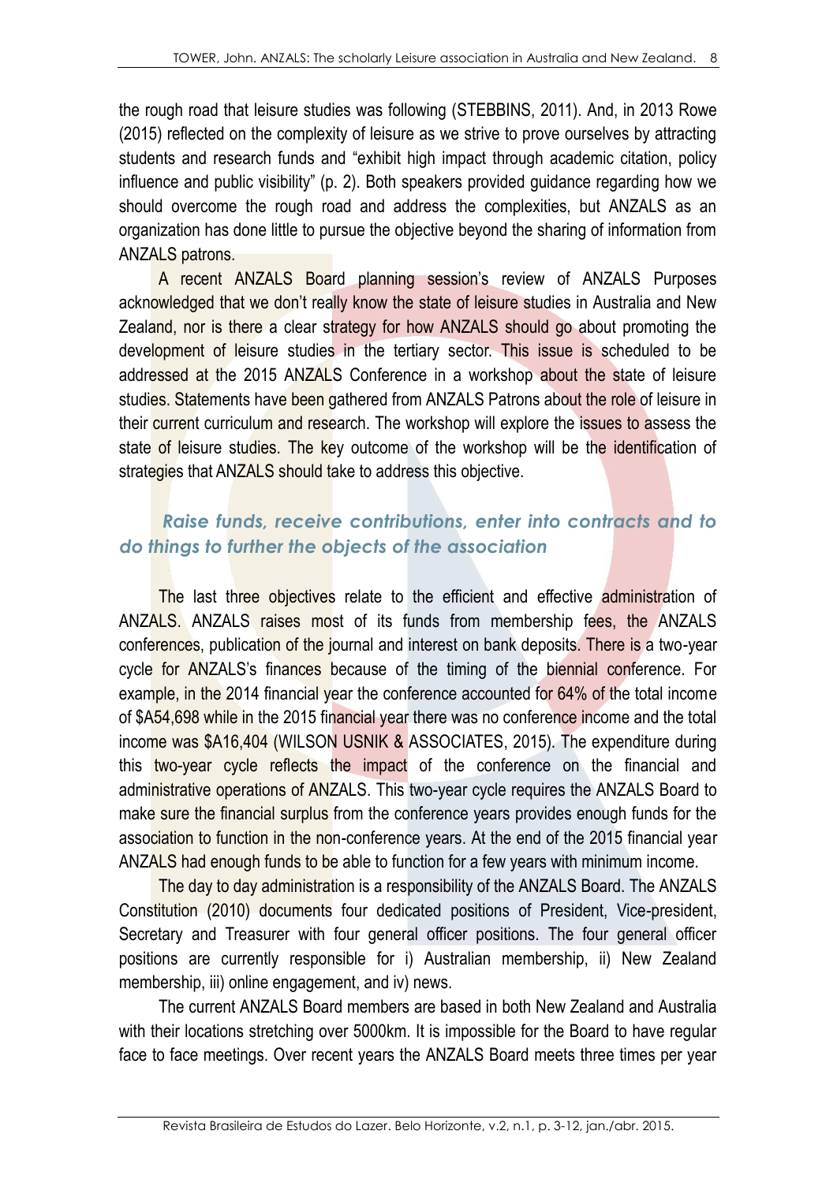the rough road that leisure studies was following (STEBBINS, 2011). And, in 2013 Rowe (2015) reflected on the complexity of leisure as we strive to prove ourselves by attracting students and research funds and "exhibit high impact through academic citation, policy influence and public visibility" (p. 2). Both speakers provided guidance regarding how we should overcome the rough road and address the complexities, but ANZALS as an organization has done little to pursue the objective beyond the sharing of information from ANZALS patrons.

A recent ANZALS Board planning session's review of ANZALS Purposes acknowledged that we don't really know the state of leisure studies in Australia and New Zealand, nor is there a clear strategy for how ANZALS should go about promoting the development of leisure studies in the tertiary sector. This issue is scheduled to be addressed at the 2015 ANZALS Conference in a workshop about the state of leisure studies. Statements have been gathered from ANZALS Patrons about the role of leisure in their current curriculum and research. The workshop will explore the issues to assess the state of leisure studies. The key outcome of the workshop will be the identification of strategies that ANZALS should take to address this objective.

### *Raise funds, receive contributions, enter into contracts and to do things to further the objects of the association*

The last three objectives relate to the efficient and effective administration of ANZALS. ANZALS raises most of its funds from membership fees, the ANZALS conferences, publication of the journal and interest on bank deposits. There is a two-year cycle for ANZALS's finances because of the timing of the biennial conference. For example, in the 2014 financial year the conference accounted for 64% of the total income of $A54,698 while in the 2015 financial year there was no conference income and the total income was $A16,404 (WILSON USNIK & ASSOCIATES, 2015). The expenditure during this two-year cycle reflects the impact of the conference on the financial and administrative operations of ANZALS. This two-year cycle requires the ANZALS Board to make sure the financial surplus from the conference years provides enough funds for the association to function in the non-conference years. At the end of the 2015 financial year ANZALS had enough funds to be able to function for a few years with minimum income.

The day to day administration is a responsibility of the ANZALS Board. The ANZALS Constitution (2010) documents four dedicated positions of President, Vice-president, Secretary and Treasurer with four general officer positions. The four general officer positions are currently responsible for i) Australian membership, ii) New Zealand membership, iii) online engagement, and iv) news.

The current ANZALS Board members are based in both New Zealand and Australia with their locations stretching over 5000km. It is impossible for the Board to have regular face to face meetings. Over recent years the ANZALS Board meets three times per year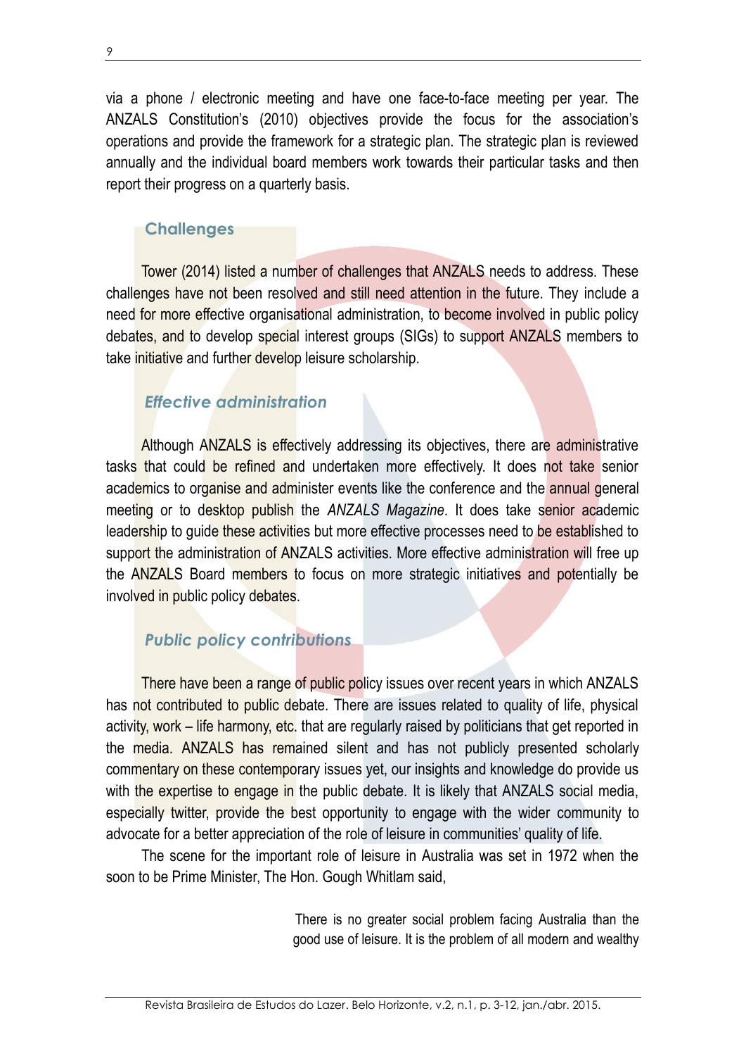via a phone / electronic meeting and have one face-to-face meeting per year. The ANZALS Constitution's (2010) objectives provide the focus for the association's operations and provide the framework for a strategic plan. The strategic plan is reviewed annually and the individual board members work towards their particular tasks and then report their progress on a quarterly basis.

## Challenges

Tower (2014) listed a number of challenges that ANZALS needs to address. These challenges have not been resolved and still need attention in the future. They include a need for more effective organisational administration, to become involved in public policy debates, and to develop special interest groups (SIGs) to support ANZALS members to take initiative and further develop leisure scholarship.

### *Effective administration*

Although ANZALS is effectively addressing its objectives, there are administrative tasks that could be refined and undertaken more effectively. It does not take senior academics to organise and administer events like the conference and the annual general meeting or to desktop publish the *ANZALS Magazine*. It does take senior academic leadership to guide these activities but more effective processes need to be established to support the administration of ANZALS activities. More effective administration will free up the ANZALS Board members to focus on more strategic initiatives and potentially be involved in public policy debates.

### *Public policy contributions*

There have been a range of public policy issues over recent years in which ANZALS has not contributed to public debate. There are issues related to quality of life, physical activity, work – life harmony, etc. that are regularly raised by politicians that get reported in the media. ANZALS has remained silent and has not publicly presented scholarly commentary on these contemporary issues yet, our insights and knowledge do provide us with the expertise to engage in the public debate. It is likely that ANZALS social media, especially twitter, provide the best opportunity to engage with the wider community to advocate for a better appreciation of the role of leisure in communities' quality of life.

The scene for the important role of leisure in Australia was set in 1972 when the soon to be Prime Minister, The Hon. Gough Whitlam said,

> There is no greater social problem facing Australia than the good use of leisure. It is the problem of all modern and wealthy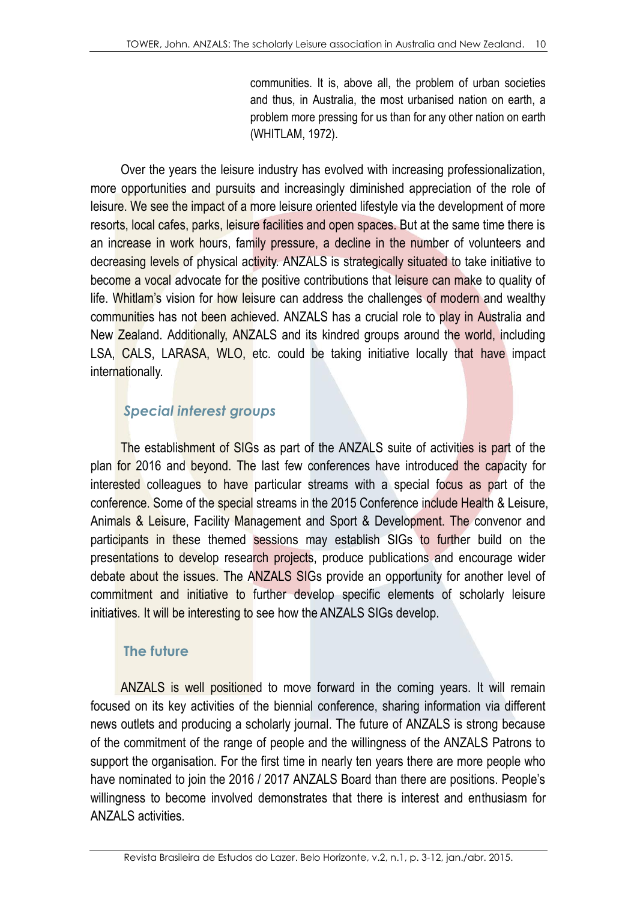communities. It is, above all, the problem of urban societies and thus, in Australia, the most urbanised nation on earth, a problem more pressing for us than for any other nation on earth (WHITLAM, 1972).

Over the years the leisure industry has evolved with increasing professionalization, more opportunities and pursuits and increasingly diminished appreciation of the role of leisure. We see the impact of a more leisure oriented lifestyle via the development of more resorts, local cafes, parks, leisure facilities and open spaces. But at the same time there is an increase in work hours, family pressure, a decline in the number of volunteers and decreasing levels of physical activity. ANZALS is strategically situated to take initiative to become a vocal advocate for the positive contributions that leisure can make to quality of life. Whitlam's vision for how leisure can address the challenges of modern and wealthy communities has not been achieved. ANZALS has a crucial role to play in Australia and New Zealand. Additionally, ANZALS and its kindred groups around the world, including LSA, CALS, LARASA, WLO, etc. could be taking initiative locally that have impact internationally.

## *Special interest groups*

The establishment of SIGs as part of the ANZALS suite of activities is part of the plan for 2016 and beyond. The last few conferences have introduced the capacity for interested colleagues to have particular streams with a special focus as part of the conference. Some of the special streams in the 2015 Conference include Health & Leisure, Animals & Leisure, Facility Management and Sport & Development. The convenor and participants in these themed sessions may establish SIGs to further build on the presentations to develop research projects, produce publications and encourage wider debate about the issues. The ANZALS SIGs provide an opportunity for another level of commitment and initiative to further develop specific elements of scholarly leisure initiatives. It will be interesting to see how the ANZALS SIGs develop.

## The future

ANZALS is well positioned to move forward in the coming years. It will remain focused on its key activities of the biennial conference, sharing information via different news outlets and producing a scholarly journal. The future of ANZALS is strong because of the commitment of the range of people and the willingness of the ANZALS Patrons to support the organisation. For the first time in nearly ten years there are more people who have nominated to join the 2016 / 2017 ANZALS Board than there are positions. People's willingness to become involved demonstrates that there is interest and enthusiasm for ANZALS activities.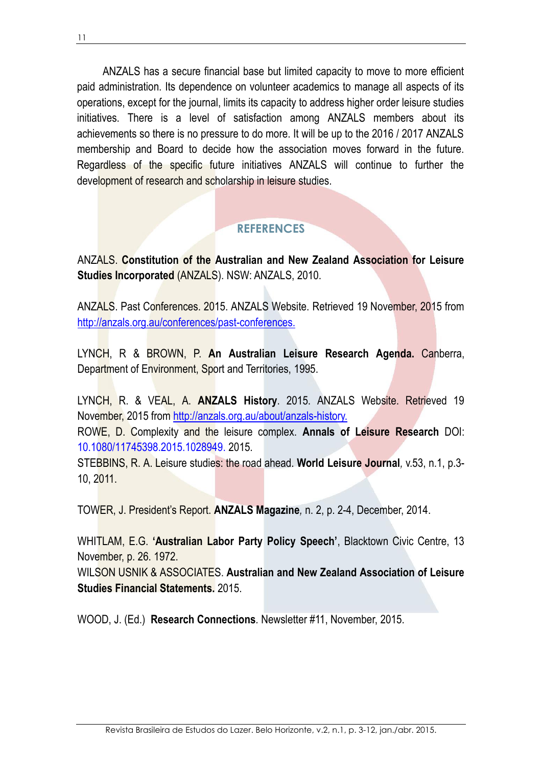ANZALS has a secure financial base but limited capacity to move to more efficient paid administration. Its dependence on volunteer academics to manage all aspects of its operations, except for the journal, limits its capacity to address higher order leisure studies initiatives. There is a level of satisfaction among ANZALS members about its achievements so there is no pressure to do more. It will be up to the 2016 / 2017 ANZALS membership and Board to decide how the association moves forward in the future. Regardless of the specific future initiatives ANZALS will continue to further the development of research and scholarship in leisure studies.

## REFERENCES

ANZALS. **Constitution of the Australian and New Zealand Association for Leisure Studies Incorporated** (ANZALS). NSW: ANZALS, 2010.

ANZALS. Past Conferences. 2015. ANZALS Website. Retrieved 19 November, 2015 from http://anzals.org.au/conferences/past-conferences.

LYNCH, R & BROWN, P. **An Australian Leisure Research Agenda.** Canberra, Department of Environment, Sport and Territories, 1995.

LYNCH, R. & VEAL, A. **ANZALS History**. 2015. ANZALS Website. Retrieved 19 November, 2015 from http://anzals.org.au/about/anzals-history.

ROWE, D. Complexity and the leisure complex. **Annals of Leisure Research** DOI: 10.1080/11745398.2015.1028949. 2015.

STEBBINS, R. A. Leisure studies: the road ahead. **World Leisure Journal**, v.53, n.1, p.3-10, 2011.

TOWER, J. President's Report. **ANZALS Magazine**, n. 2, p. 2-4, December, 2014.

WHITLAM, E.G. **'Australian Labor Party Policy Speech'**, Blacktown Civic Centre, 13 November, p. 26. 1972.

WILSON USNIK & ASSOCIATES. **Australian and New Zealand Association of Leisure Studies Financial Statements.** 2015.

WOOD, J. (Ed.) **Research Connections**. Newsletter #11, November, 2015.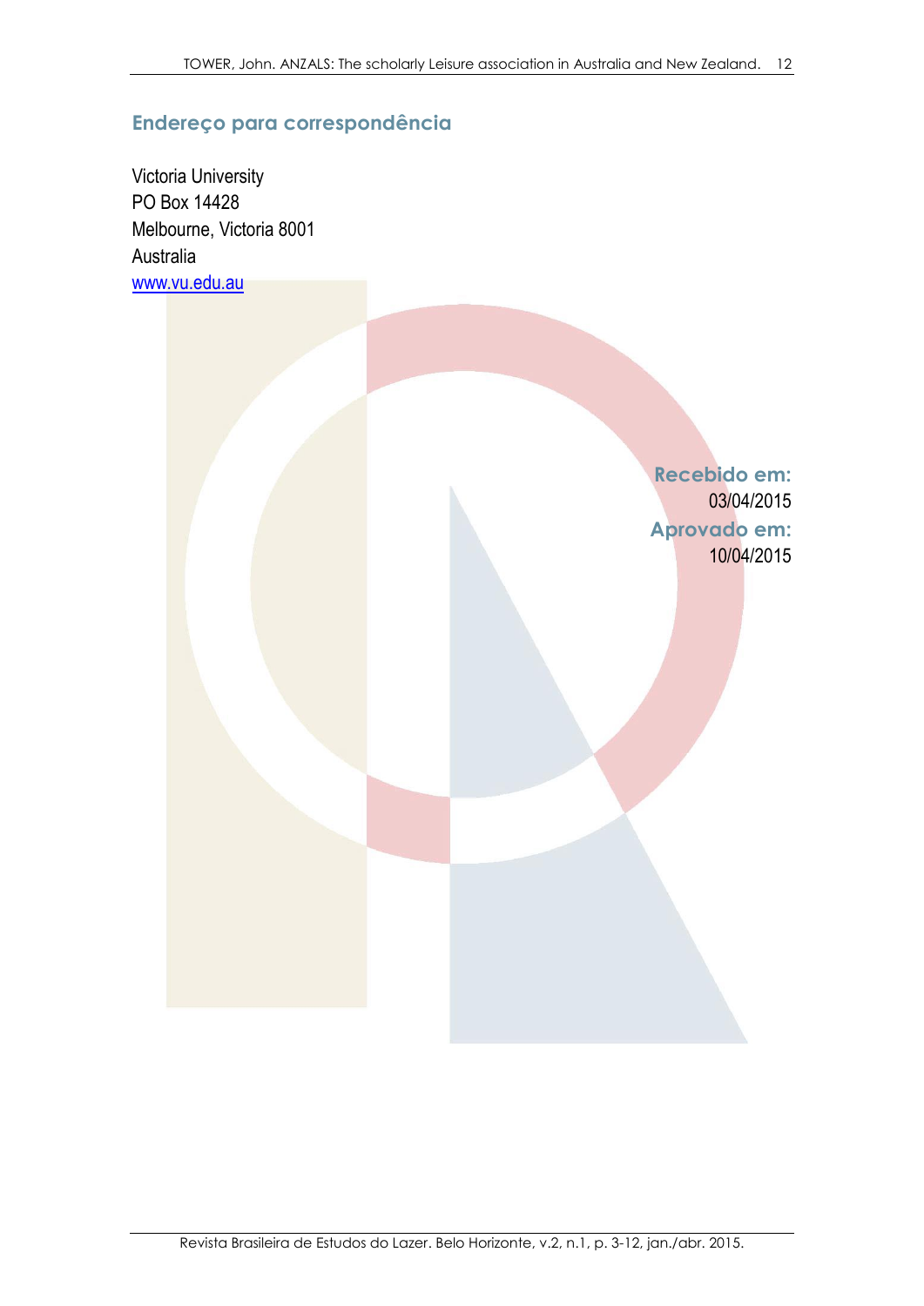## Endereço para correspondência

Victoria University
PO Box 14428
Melbourne, Victoria 8001
Australia
[www.vu.edu.au](http://www.vu.edu.au)

**Recebido em:**
03/04/2015
**Aprovado em:**
10/04/2015